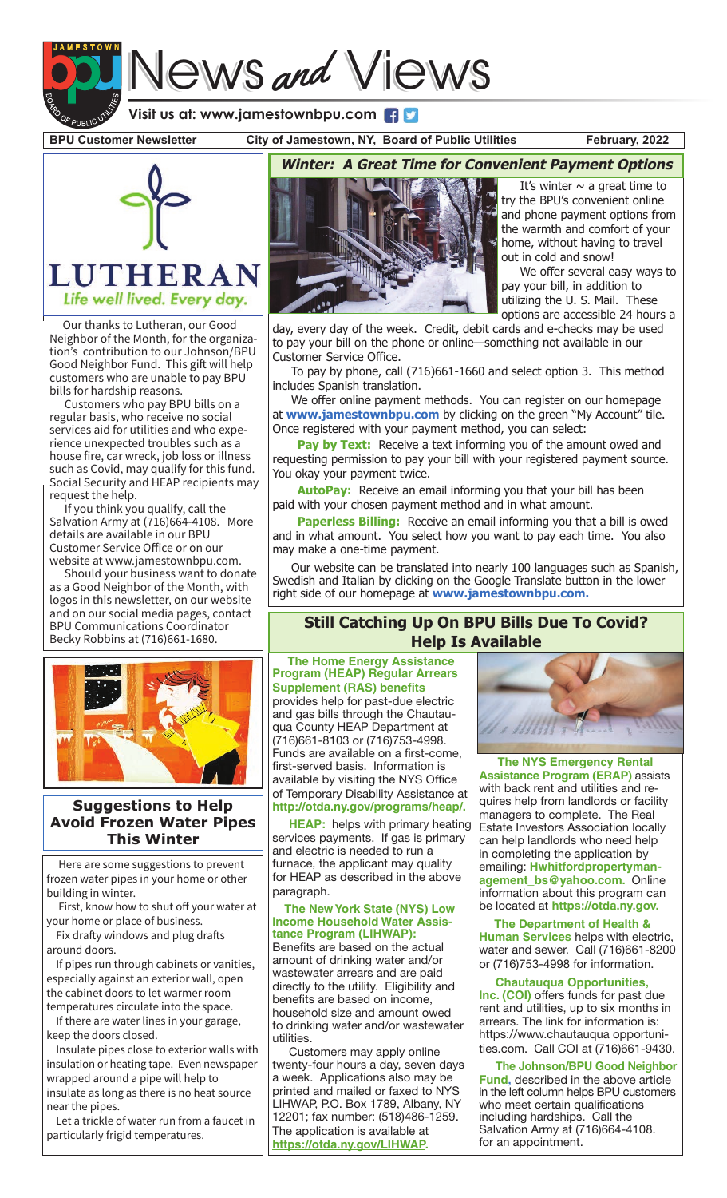# News and Views

Visit us at: www.jamestownbpu.com

**BPU Customer Newsletter** | **City of Jamestown, NY, Board of Public Utilities** | **February, 2022**

LUTHERAN
*Life well lived. Every day.*

Our thanks to Lutheran, our Good Neighbor of the Month, for the organization's contribution to our Johnson/BPU Good Neighbor Fund. This gift will help customers who are unable to pay BPU bills for hardship reasons.

Customers who pay BPU bills on a regular basis, who receive no social services aid for utilities and who experience unexpected troubles such as a house fire, car wreck, job loss or illness such as Covid, may qualify for this fund. Social Security and HEAP recipients may request the help.

If you think you qualify, call the Salvation Army at (716)664-4108. More details are available in our BPU Customer Service Office or on our website at www.jamestownbpu.com.

Should your business want to donate as a Good Neighbor of the Month, with logos in this newsletter, on our website and on our social media pages, contact BPU Communications Coordinator Becky Robbins at (716)661-1680.

## Suggestions to Help Avoid Frozen Water Pipes This Winter

Here are some suggestions to prevent frozen water pipes in your home or other building in winter.

First, know how to shut off your water at your home or place of business.

Fix drafty windows and plug drafts around doors.

If pipes run through cabinets or vanities, especially against an exterior wall, open the cabinet doors to let warmer room temperatures circulate into the space.

If there are water lines in your garage, keep the doors closed.

Insulate pipes close to exterior walls with insulation or heating tape. Even newspaper wrapped around a pipe will help to insulate as long as there is no heat source near the pipes.

Let a trickle of water run from a faucet in particularly frigid temperatures.

## *Winter: A Great Time for Convenient Payment Options*

It's winter ~ a great time to try the BPU's convenient online and phone payment options from the warmth and comfort of your home, without having to travel out in cold and snow!

We offer several easy ways to pay your bill, in addition to utilizing the U. S. Mail. These options are accessible 24 hours a day, every day of the week. Credit, debit cards and e-checks may be used to pay your bill on the phone or online—something not available in our Customer Service Office.

To pay by phone, call (716)661-1660 and select option 3. This method includes Spanish translation.

We offer online payment methods. You can register on our homepage at **www.jamestownbpu.com** by clicking on the green "My Account" tile. Once registered with your payment method, you can select:

**Pay by Text:** Receive a text informing you of the amount owed and requesting permission to pay your bill with your registered payment source. You okay your payment twice.

**AutoPay:** Receive an email informing you that your bill has been paid with your chosen payment method and in what amount.

**Paperless Billing:** Receive an email informing you that a bill is owed and in what amount. You select how you want to pay each time. You also may make a one-time payment.

Our website can be translated into nearly 100 languages such as Spanish, Swedish and Italian by clicking on the Google Translate button in the lower right side of our homepage at **www.jamestownbpu.com.**

## Still Catching Up On BPU Bills Due To Covid? Help Is Available

**The Home Energy Assistance Program (HEAP) Regular Arrears Supplement (RAS) benefits** provides help for past-due electric and gas bills through the Chautauqua County HEAP Department at (716)661-8103 or (716)753-4998. Funds are available on a first-come, first-served basis. Information is available by visiting the NYS Office of Temporary Disability Assistance at **http://otda.ny.gov/programs/heap/.**

**HEAP:** helps with primary heating services payments. If gas is primary and electric is needed to run a furnace, the applicant may quality for HEAP as described in the above paragraph.

**The New York State (NYS) Low Income Household Water Assistance Program (LIHWAP):** Benefits are based on the actual amount of drinking water and/or wastewater arrears and are paid directly to the utility. Eligibility and benefits are based on income, household size and amount owed to drinking water and/or wastewater utilities.

Customers may apply online twenty-four hours a day, seven days a week. Applications also may be printed and mailed or faxed to NYS LIHWAP, P.O. Box 1789, Albany, NY 12201; fax number: (518)486-1259. The application is available at **https://otda.ny.gov/LIHWAP.**

**The NYS Emergency Rental Assistance Program (ERAP)** assists with back rent and utilities and requires help from landlords or facility managers to complete. The Real Estate Investors Association locally can help landlords who need help in completing the application by emailing: **Hwhitfordpropertymanagement_bs@yahoo.com.** Online information about this program can be located at **https://otda.ny.gov.**

**The Department of Health & Human Services** helps with electric, water and sewer. Call (716)661-8200 or (716)753-4998 for information.

**Chautauqua Opportunities, Inc. (COI)** offers funds for past due rent and utilities, up to six months in arrears. The link for information is: https://www.chautauqua opportunities.com. Call COI at (716)661-9430.

**The Johnson/BPU Good Neighbor Fund,** described in the above article in the left column helps BPU customers who meet certain qualifications including hardships. Call the Salvation Army at (716)664-4108. for an appointment.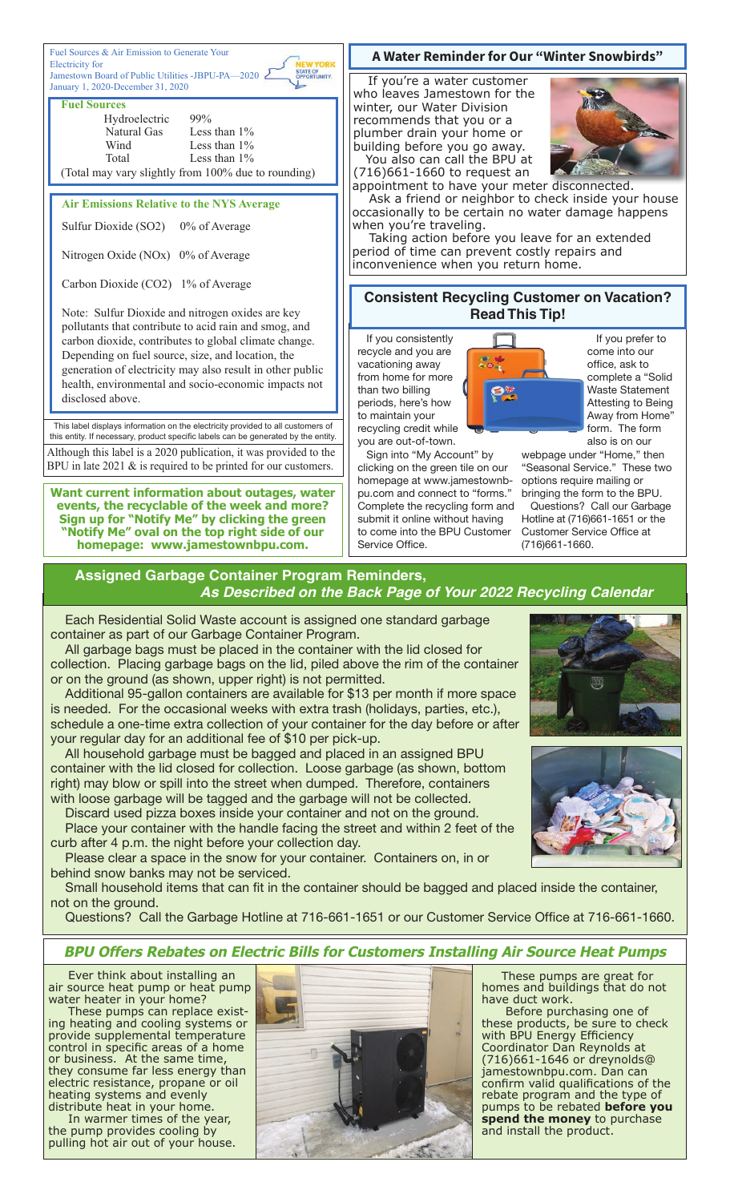Fuel Sources & Air Emission to Generate Your Electricity for
Jamestown Board of Public Utilities -JBPU-PA—2020
January 1, 2020-December 31, 2020

**Fuel Sources**

| | |
|---|---|
| Hydroelectric | 99% |
| Natural Gas | Less than 1% |
| Wind | Less than 1% |
| Total | Less than 1% |

(Total may vary slightly from 100% due to rounding)

**Air Emissions Relative to the NYS Average**

Sulfur Dioxide (SO2) 0% of Average

Nitrogen Oxide (NOx) 0% of Average

Carbon Dioxide (CO2) 1% of Average

Note: Sulfur Dioxide and nitrogen oxides are key pollutants that contribute to acid rain and smog, and carbon dioxide, contributes to global climate change. Depending on fuel source, size, and location, the generation of electricity may also result in other public health, environmental and socio-economic impacts not disclosed above.

This label displays information on the electricity provided to all customers of this entity. If necessary, product specific labels can be generated by the entity.

Although this label is a 2020 publication, it was provided to the BPU in late 2021 & is required to be printed for our customers.

**Want current information about outages, water events, the recyclable of the week and more? Sign up for "Notify Me" by clicking the green "Notify Me" oval on the top right side of our homepage: www.jamestownbpu.com.**

## A Water Reminder for Our "Winter Snowbirds"

If you're a water customer who leaves Jamestown for the winter, our Water Division recommends that you or a plumber drain your home or building before you go away.

You also can call the BPU at (716)661-1660 to request an appointment to have your meter disconnected.

Ask a friend or neighbor to check inside your house occasionally to be certain no water damage happens when you're traveling.

Taking action before you leave for an extended period of time can prevent costly repairs and inconvenience when you return home.

## Consistent Recycling Customer on Vacation? Read This Tip!

If you consistently recycle and you are vacationing away from home for more than two billing periods, here's how to maintain your recycling credit while you are out-of-town.

Sign into "My Account" by clicking on the green tile on our homepage at www.jamestownbpu.com and connect to "forms." Complete the recycling form and submit it online without having to come into the BPU Customer Service Office.

If you prefer to come into our office, ask to complete a "Solid Waste Statement Attesting to Being Away from Home" form. The form also is on our webpage under "Home," then "Seasonal Service." These two options require mailing or bringing the form to the BPU.

Questions? Call our Garbage Hotline at (716)661-1651 or the Customer Service Office at (716)661-1660.

## Assigned Garbage Container Program Reminders, *As Described on the Back Page of Your 2022 Recycling Calendar*

Each Residential Solid Waste account is assigned one standard garbage container as part of our Garbage Container Program.

All garbage bags must be placed in the container with the lid closed for collection. Placing garbage bags on the lid, piled above the rim of the container or on the ground (as shown, upper right) is not permitted.

Additional 95-gallon containers are available for $13 per month if more space is needed. For the occasional weeks with extra trash (holidays, parties, etc.), schedule a one-time extra collection of your container for the day before or after your regular day for an additional fee of $10 per pick-up.

All household garbage must be bagged and placed in an assigned BPU container with the lid closed for collection. Loose garbage (as shown, bottom right) may blow or spill into the street when dumped. Therefore, containers with loose garbage will be tagged and the garbage will not be collected.

Discard used pizza boxes inside your container and not on the ground.

Place your container with the handle facing the street and within 2 feet of the curb after 4 p.m. the night before your collection day.

Please clear a space in the snow for your container. Containers on, in or behind snow banks may not be serviced.

Small household items that can fit in the container should be bagged and placed inside the container, not on the ground.

Questions? Call the Garbage Hotline at 716-661-1651 or our Customer Service Office at 716-661-1660.

## *BPU Offers Rebates on Electric Bills for Customers Installing Air Source Heat Pumps*

Ever think about installing an air source heat pump or heat pump water heater in your home?

These pumps can replace existing heating and cooling systems or provide supplemental temperature control in specific areas of a home or business. At the same time, they consume far less energy than electric resistance, propane or oil heating systems and evenly distribute heat in your home.

In warmer times of the year, the pump provides cooling by pulling hot air out of your house.

These pumps are great for homes and buildings that do not have duct work.

Before purchasing one of these products, be sure to check with BPU Energy Efficiency Coordinator Dan Reynolds at (716)661-1646 or dreynolds@jamestownbpu.com. Dan can confirm valid qualifications of the rebate program and the type of pumps to be rebated **before you spend the money** to purchase and install the product.